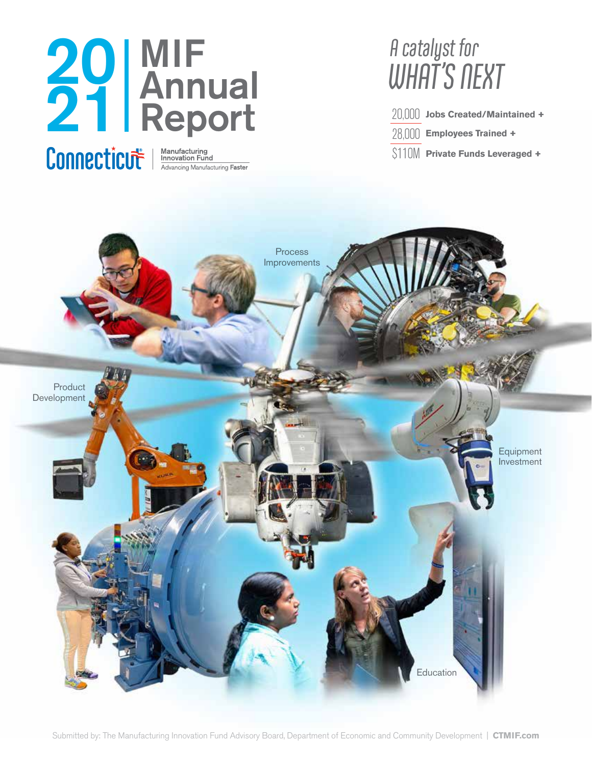# 2021 MIF Annual Report

Connecticut | Manufacturing Innovation Fund
Advancing Manufacturing **Faster**

## *A catalyst for WHAT'S NEXT*

- 20,000 **Jobs Created/Maintained +**
- 28,000 **Employees Trained +**
- $110M **Private Funds Leveraged +**

Process Improvements

Product Development

Equipment Investment

Education

Submitted by: The Manufacturing Innovation Fund Advisory Board, Department of Economic and Community Development | **CTMIF.com**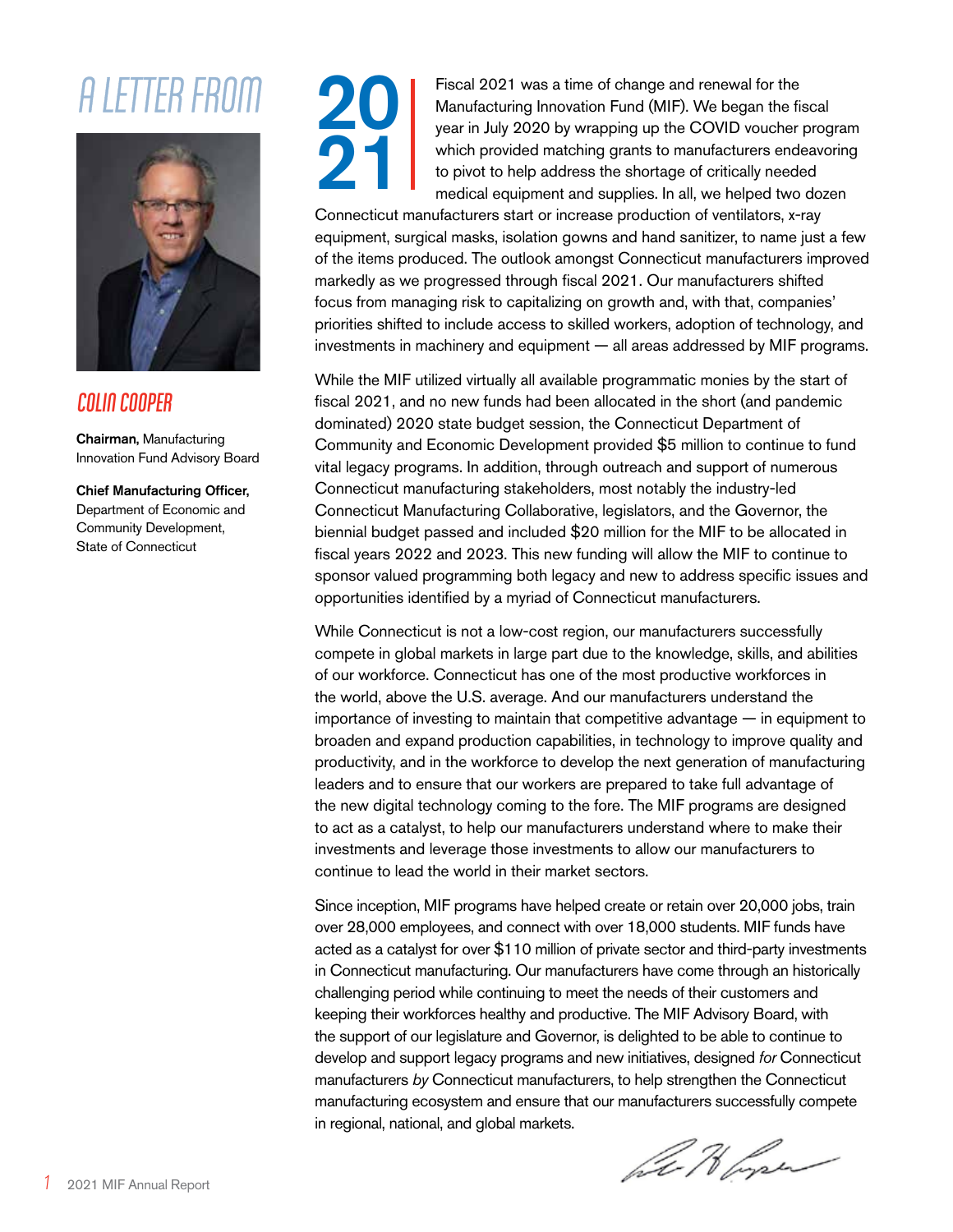# A LETTER FROM 2021

## COLIN COOPER

**Chairman,** Manufacturing Innovation Fund Advisory Board

**Chief Manufacturing Officer,** Department of Economic and Community Development, State of Connecticut

Fiscal 2021 was a time of change and renewal for the Manufacturing Innovation Fund (MIF). We began the fiscal year in July 2020 by wrapping up the COVID voucher program which provided matching grants to manufacturers endeavoring to pivot to help address the shortage of critically needed medical equipment and supplies. In all, we helped two dozen Connecticut manufacturers start or increase production of ventilators, x-ray equipment, surgical masks, isolation gowns and hand sanitizer, to name just a few of the items produced. The outlook amongst Connecticut manufacturers improved markedly as we progressed through fiscal 2021. Our manufacturers shifted focus from managing risk to capitalizing on growth and, with that, companies' priorities shifted to include access to skilled workers, adoption of technology, and investments in machinery and equipment — all areas addressed by MIF programs.

While the MIF utilized virtually all available programmatic monies by the start of fiscal 2021, and no new funds had been allocated in the short (and pandemic dominated) 2020 state budget session, the Connecticut Department of Community and Economic Development provided $5 million to continue to fund vital legacy programs. In addition, through outreach and support of numerous Connecticut manufacturing stakeholders, most notably the industry-led Connecticut Manufacturing Collaborative, legislators, and the Governor, the biennial budget passed and included $20 million for the MIF to be allocated in fiscal years 2022 and 2023. This new funding will allow the MIF to continue to sponsor valued programming both legacy and new to address specific issues and opportunities identified by a myriad of Connecticut manufacturers.

While Connecticut is not a low-cost region, our manufacturers successfully compete in global markets in large part due to the knowledge, skills, and abilities of our workforce. Connecticut has one of the most productive workforces in the world, above the U.S. average. And our manufacturers understand the importance of investing to maintain that competitive advantage — in equipment to broaden and expand production capabilities, in technology to improve quality and productivity, and in the workforce to develop the next generation of manufacturing leaders and to ensure that our workers are prepared to take full advantage of the new digital technology coming to the fore. The MIF programs are designed to act as a catalyst, to help our manufacturers understand where to make their investments and leverage those investments to allow our manufacturers to continue to lead the world in their market sectors.

Since inception, MIF programs have helped create or retain over 20,000 jobs, train over 28,000 employees, and connect with over 18,000 students. MIF funds have acted as a catalyst for over $110 million of private sector and third-party investments in Connecticut manufacturing. Our manufacturers have come through an historically challenging period while continuing to meet the needs of their customers and keeping their workforces healthy and productive. The MIF Advisory Board, with the support of our legislature and Governor, is delighted to be able to continue to develop and support legacy programs and new initiatives, designed *for* Connecticut manufacturers *by* Connecticut manufacturers, to help strengthen the Connecticut manufacturing ecosystem and ensure that our manufacturers successfully compete in regional, national, and global markets.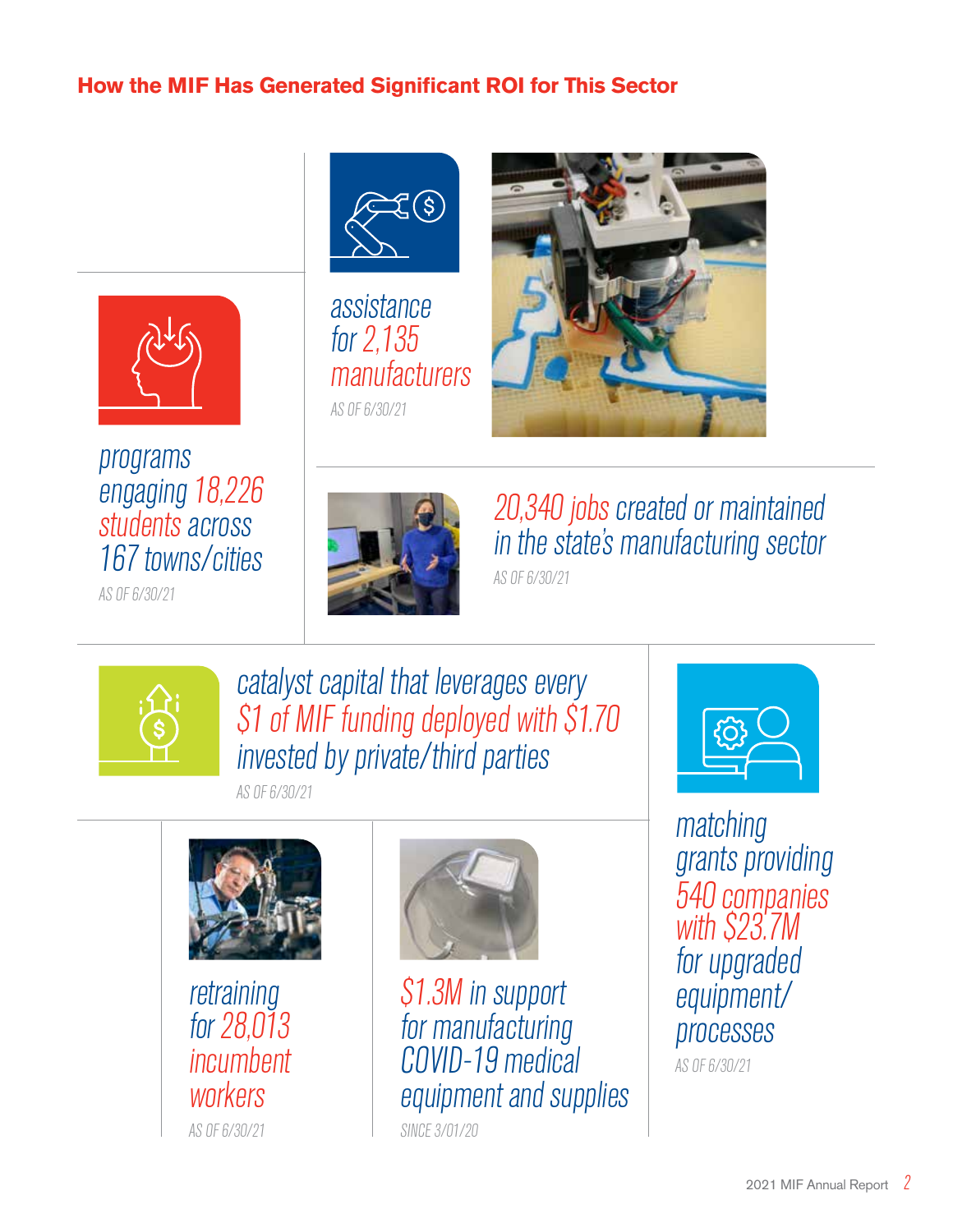## How the MIF Has Generated Significant ROI for This Sector

programs engaging 18,226 students across 167 towns/cities

AS OF 6/30/21

assistance for 2,135 manufacturers

AS OF 6/30/21

20,340 jobs created or maintained in the state's manufacturing sector

AS OF 6/30/21

catalyst capital that leverages every $1 of MIF funding deployed with $1.70 invested by private/third parties

AS OF 6/30/21

matching grants providing 540 companies with $23.7M for upgraded equipment/processes

AS OF 6/30/21

retraining for 28,013 incumbent workers

AS OF 6/30/21

$1.3M in support for manufacturing COVID-19 medical equipment and supplies

SINCE 3/01/20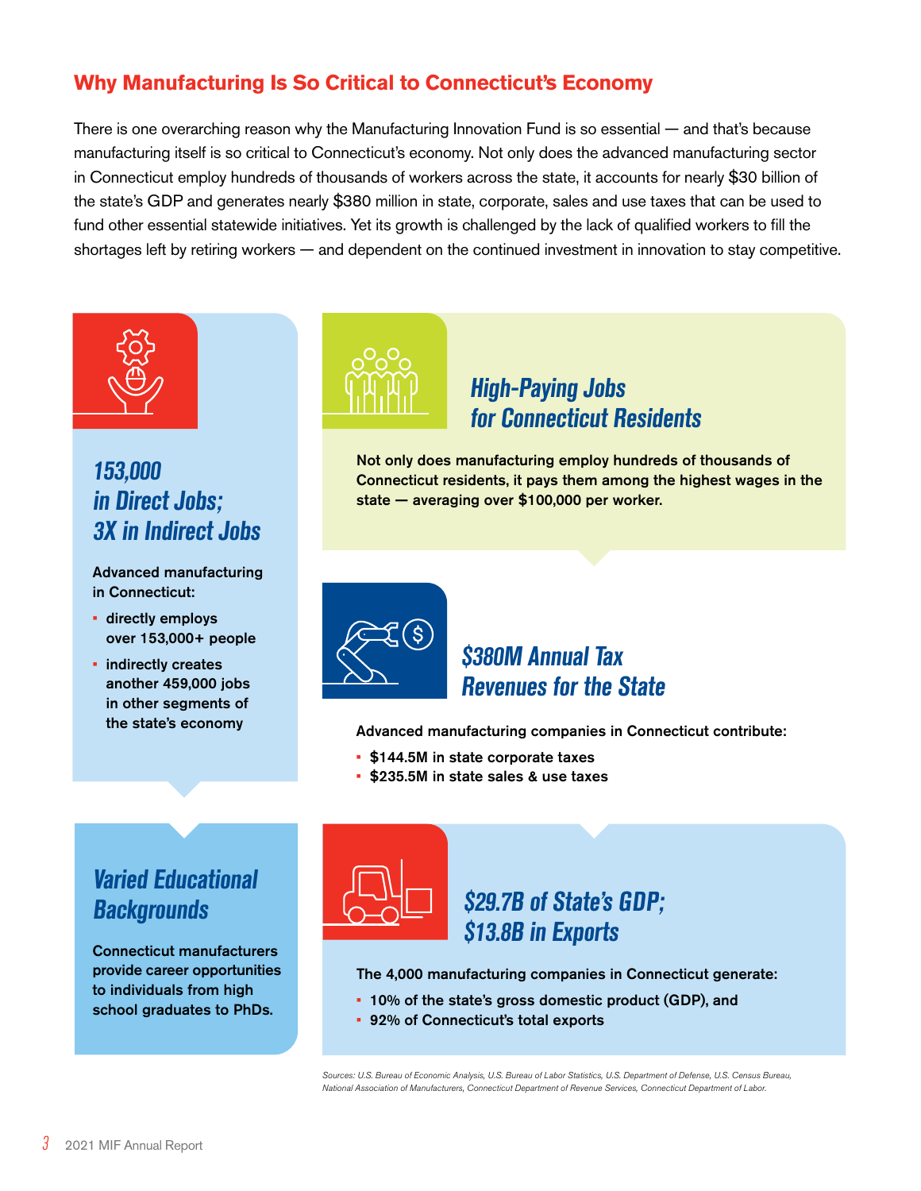## Why Manufacturing Is So Critical to Connecticut's Economy

There is one overarching reason why the Manufacturing Innovation Fund is so essential — and that's because manufacturing itself is so critical to Connecticut's economy. Not only does the advanced manufacturing sector in Connecticut employ hundreds of thousands of workers across the state, it accounts for nearly $30 billion of the state's GDP and generates nearly $380 million in state, corporate, sales and use taxes that can be used to fund other essential statewide initiatives. Yet its growth is challenged by the lack of qualified workers to fill the shortages left by retiring workers — and dependent on the continued investment in innovation to stay competitive.

### 153,000 in Direct Jobs; 3X in Indirect Jobs

**Advanced manufacturing in Connecticut:**

- **directly employs over 153,000+ people**
- **indirectly creates another 459,000 jobs in other segments of the state's economy**

### High-Paying Jobs for Connecticut Residents

**Not only does manufacturing employ hundreds of thousands of Connecticut residents, it pays them among the highest wages in the state — averaging over $100,000 per worker.**

### $380M Annual Tax Revenues for the State

**Advanced manufacturing companies in Connecticut contribute:**

- **$144.5M in state corporate taxes**
- **$235.5M in state sales & use taxes**

### Varied Educational Backgrounds

**Connecticut manufacturers provide career opportunities to individuals from high school graduates to PhDs.**

### $29.7B of State's GDP; $13.8B in Exports

**The 4,000 manufacturing companies in Connecticut generate:**

- **10% of the state's gross domestic product (GDP), and**
- **92% of Connecticut's total exports**

*Sources: U.S. Bureau of Economic Analysis, U.S. Bureau of Labor Statistics, U.S. Department of Defense, U.S. Census Bureau, National Association of Manufacturers, Connecticut Department of Revenue Services, Connecticut Department of Labor.*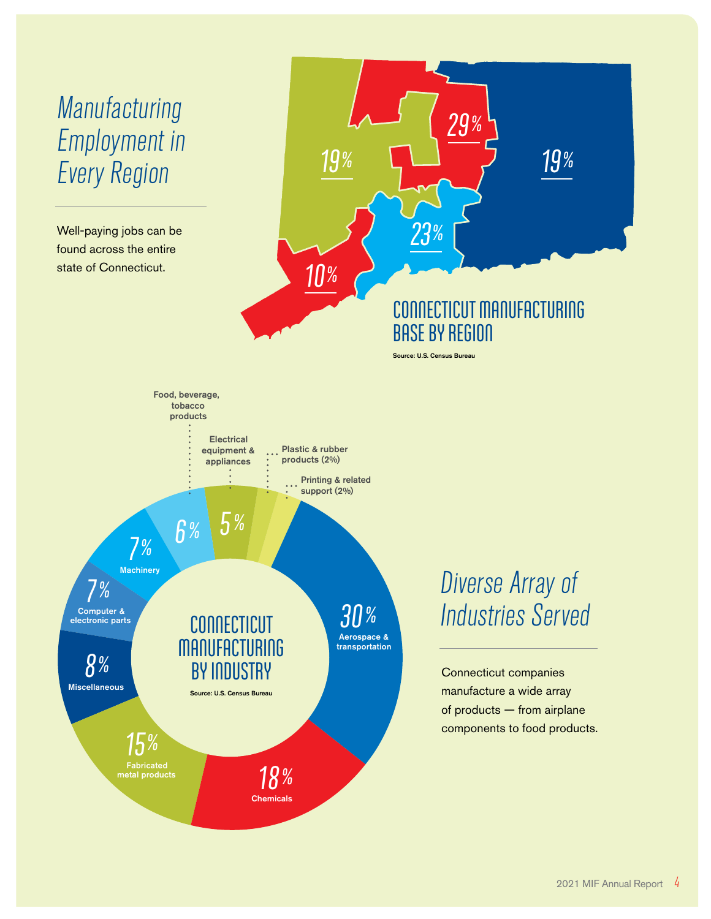# Manufacturing Employment in Every Region

Well-paying jobs can be found across the entire state of Connecticut.

## CONNECTICUT MANUFACTURING BASE BY REGION

19%

29%

19%

23%

10%

Source: U.S. Census Bureau

## CONNECTICUT MANUFACTURING BY INDUSTRY

Source: U.S. Census Bureau

| Industry | Share |
| --- | --- |
| Aerospace & transportation | 30% |
| Chemicals | 18% |
| Fabricated metal products | 15% |
| Miscellaneous | 8% |
| Computer & electronic parts | 7% |
| Machinery | 7% |
| Food, beverage, tobacco products | 6% |
| Electrical equipment & appliances | 5% |
| Plastic & rubber products | 2% |
| Printing & related support | 2% |

# Diverse Array of Industries Served

Connecticut companies manufacture a wide array of products — from airplane components to food products.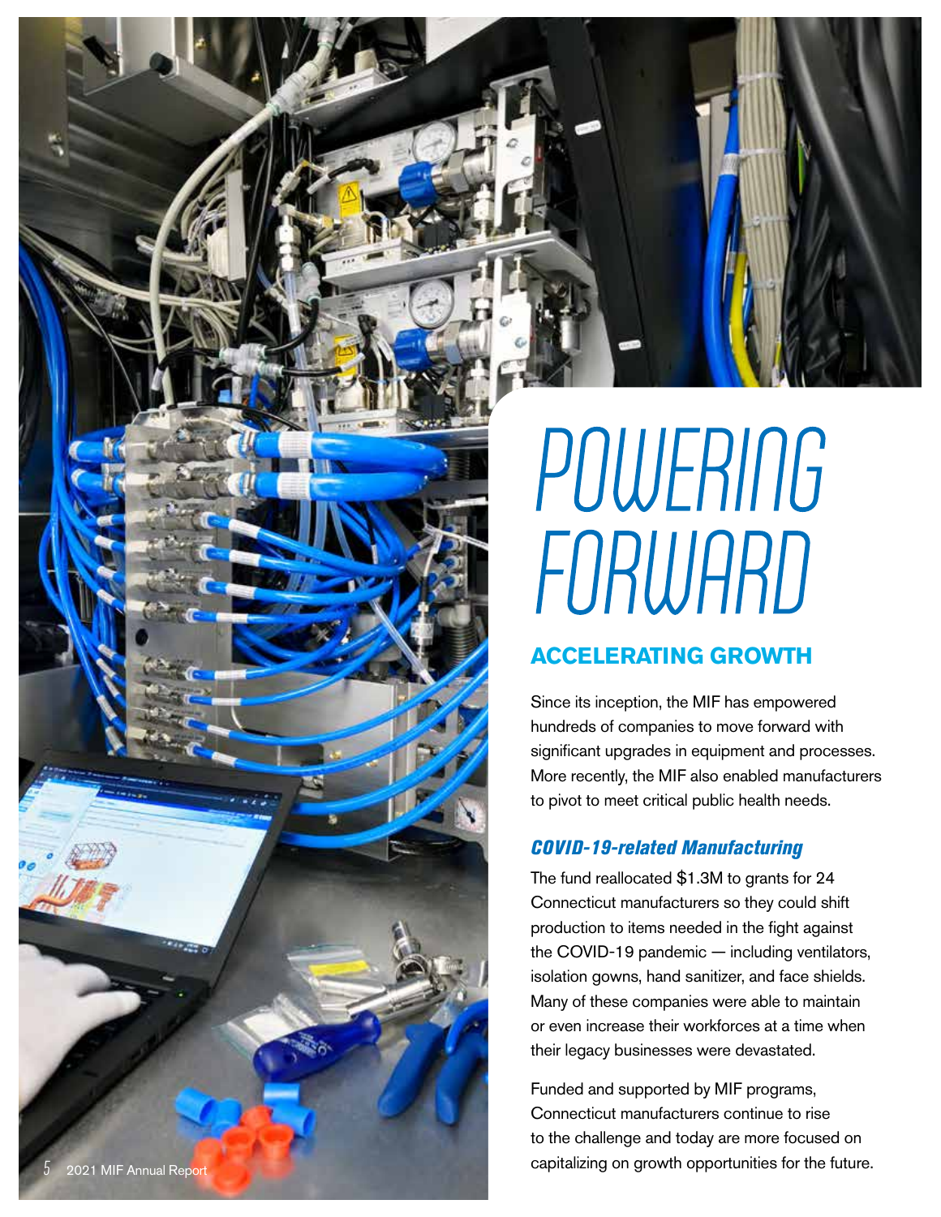# POWERING FORWARD

## ACCELERATING GROWTH

Since its inception, the MIF has empowered hundreds of companies to move forward with significant upgrades in equipment and processes. More recently, the MIF also enabled manufacturers to pivot to meet critical public health needs.

### *COVID-19-related Manufacturing*

The fund reallocated $1.3M to grants for 24 Connecticut manufacturers so they could shift production to items needed in the fight against the COVID-19 pandemic — including ventilators, isolation gowns, hand sanitizer, and face shields. Many of these companies were able to maintain or even increase their workforces at a time when their legacy businesses were devastated.

Funded and supported by MIF programs, Connecticut manufacturers continue to rise to the challenge and today are more focused on capitalizing on growth opportunities for the future.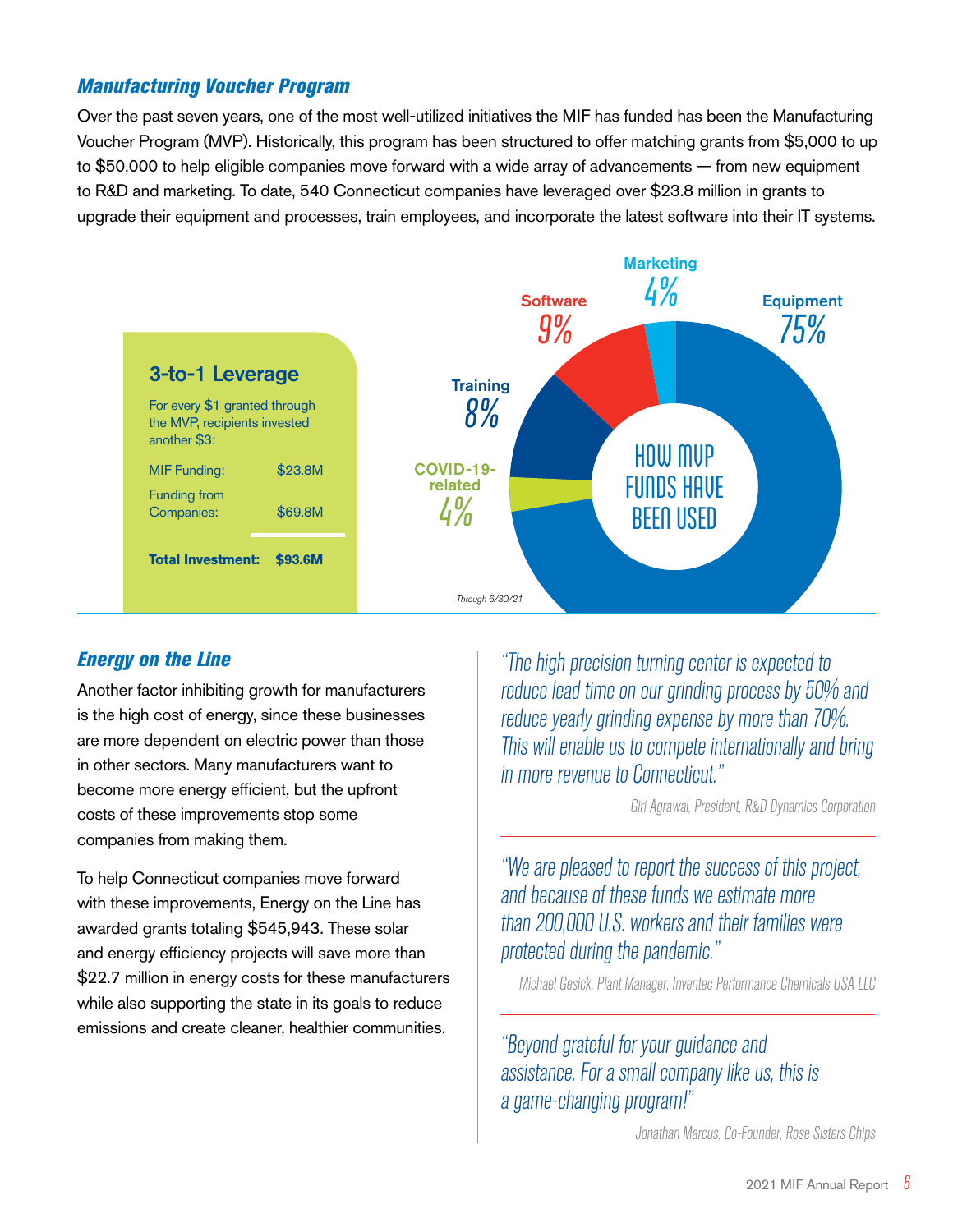### *Manufacturing Voucher Program*

Over the past seven years, one of the most well-utilized initiatives the MIF has funded has been the Manufacturing Voucher Program (MVP). Historically, this program has been structured to offer matching grants from $5,000 to up to $50,000 to help eligible companies move forward with a wide array of advancements — from new equipment to R&D and marketing. To date, 540 Connecticut companies have leveraged over $23.8 million in grants to upgrade their equipment and processes, train employees, and incorporate the latest software into their IT systems.

**3-to-1 Leverage**

For every $1 granted through the MVP, recipients invested another $3:

| | |
|---|---|
| MIF Funding: | $23.8M |
| Funding from Companies: | $69.8M |
| **Total Investment:** | **$93.6M** |

**HOW MVP FUNDS HAVE BEEN USED**

| Category | Share |
|---|---|
| Equipment | 75% |
| Software | 9% |
| Training | 8% |
| Marketing | 4% |
| COVID-19-related | 4% |

*Through 6/30/21*

### *Energy on the Line*

Another factor inhibiting growth for manufacturers is the high cost of energy, since these businesses are more dependent on electric power than those in other sectors. Many manufacturers want to become more energy efficient, but the upfront costs of these improvements stop some companies from making them.

To help Connecticut companies move forward with these improvements, Energy on the Line has awarded grants totaling $545,943. These solar and energy efficiency projects will save more than $22.7 million in energy costs for these manufacturers while also supporting the state in its goals to reduce emissions and create cleaner, healthier communities.

*"The high precision turning center is expected to reduce lead time on our grinding process by 50% and reduce yearly grinding expense by more than 70%. This will enable us to compete internationally and bring in more revenue to Connecticut."*

Giri Agrawal, President, R&D Dynamics Corporation

*"We are pleased to report the success of this project, and because of these funds we estimate more than 200,000 U.S. workers and their families were protected during the pandemic."*

Michael Gesick, Plant Manager, Inventec Performance Chemicals USA LLC

*"Beyond grateful for your guidance and assistance. For a small company like us, this is a game-changing program!"*

Jonathan Marcus, Co-Founder, Rose Sisters Chips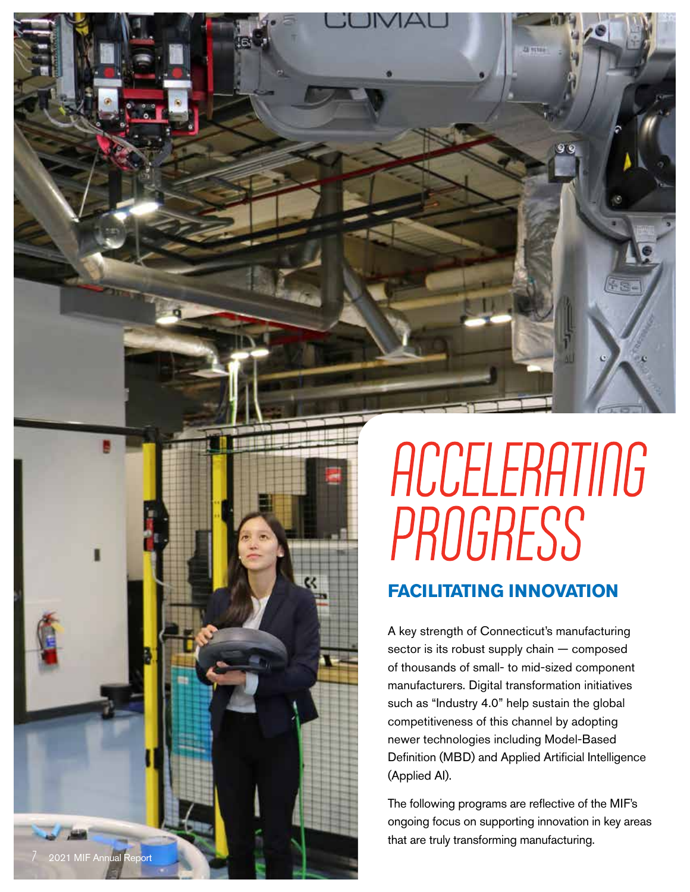# ACCELERATING PROGRESS

## FACILITATING INNOVATION

A key strength of Connecticut's manufacturing sector is its robust supply chain — composed of thousands of small- to mid-sized component manufacturers. Digital transformation initiatives such as "Industry 4.0" help sustain the global competitiveness of this channel by adopting newer technologies including Model-Based Definition (MBD) and Applied Artificial Intelligence (Applied AI).

The following programs are reflective of the MIF's ongoing focus on supporting innovation in key areas that are truly transforming manufacturing.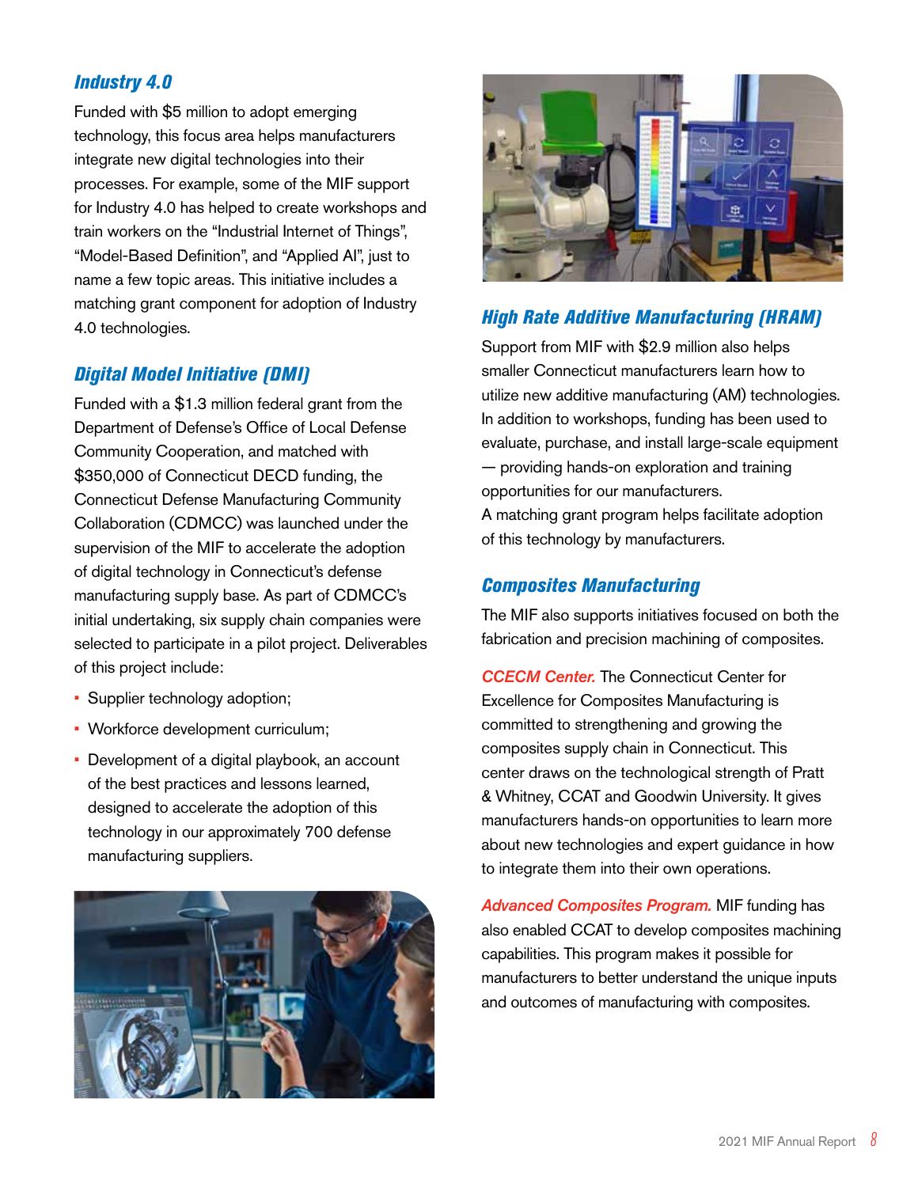### *Industry 4.0*

Funded with $5 million to adopt emerging technology, this focus area helps manufacturers integrate new digital technologies into their processes. For example, some of the MIF support for Industry 4.0 has helped to create workshops and train workers on the "Industrial Internet of Things", "Model-Based Definition", and "Applied AI", just to name a few topic areas. This initiative includes a matching grant component for adoption of Industry 4.0 technologies.

### *Digital Model Initiative (DMI)*

Funded with a $1.3 million federal grant from the Department of Defense's Office of Local Defense Community Cooperation, and matched with $350,000 of Connecticut DECD funding, the Connecticut Defense Manufacturing Community Collaboration (CDMCC) was launched under the supervision of the MIF to accelerate the adoption of digital technology in Connecticut's defense manufacturing supply base. As part of CDMCC's initial undertaking, six supply chain companies were selected to participate in a pilot project. Deliverables of this project include:

- Supplier technology adoption;
- Workforce development curriculum;
- Development of a digital playbook, an account of the best practices and lessons learned, designed to accelerate the adoption of this technology in our approximately 700 defense manufacturing suppliers.

### *High Rate Additive Manufacturing (HRAM)*

Support from MIF with $2.9 million also helps smaller Connecticut manufacturers learn how to utilize new additive manufacturing (AM) technologies. In addition to workshops, funding has been used to evaluate, purchase, and install large-scale equipment — providing hands-on exploration and training opportunities for our manufacturers.
A matching grant program helps facilitate adoption of this technology by manufacturers.

### *Composites Manufacturing*

The MIF also supports initiatives focused on both the fabrication and precision machining of composites.

*CCECM Center.* The Connecticut Center for Excellence for Composites Manufacturing is committed to strengthening and growing the composites supply chain in Connecticut. This center draws on the technological strength of Pratt & Whitney, CCAT and Goodwin University. It gives manufacturers hands-on opportunities to learn more about new technologies and expert guidance in how to integrate them into their own operations.

*Advanced Composites Program.* MIF funding has also enabled CCAT to develop composites machining capabilities. This program makes it possible for manufacturers to better understand the unique inputs and outcomes of manufacturing with composites.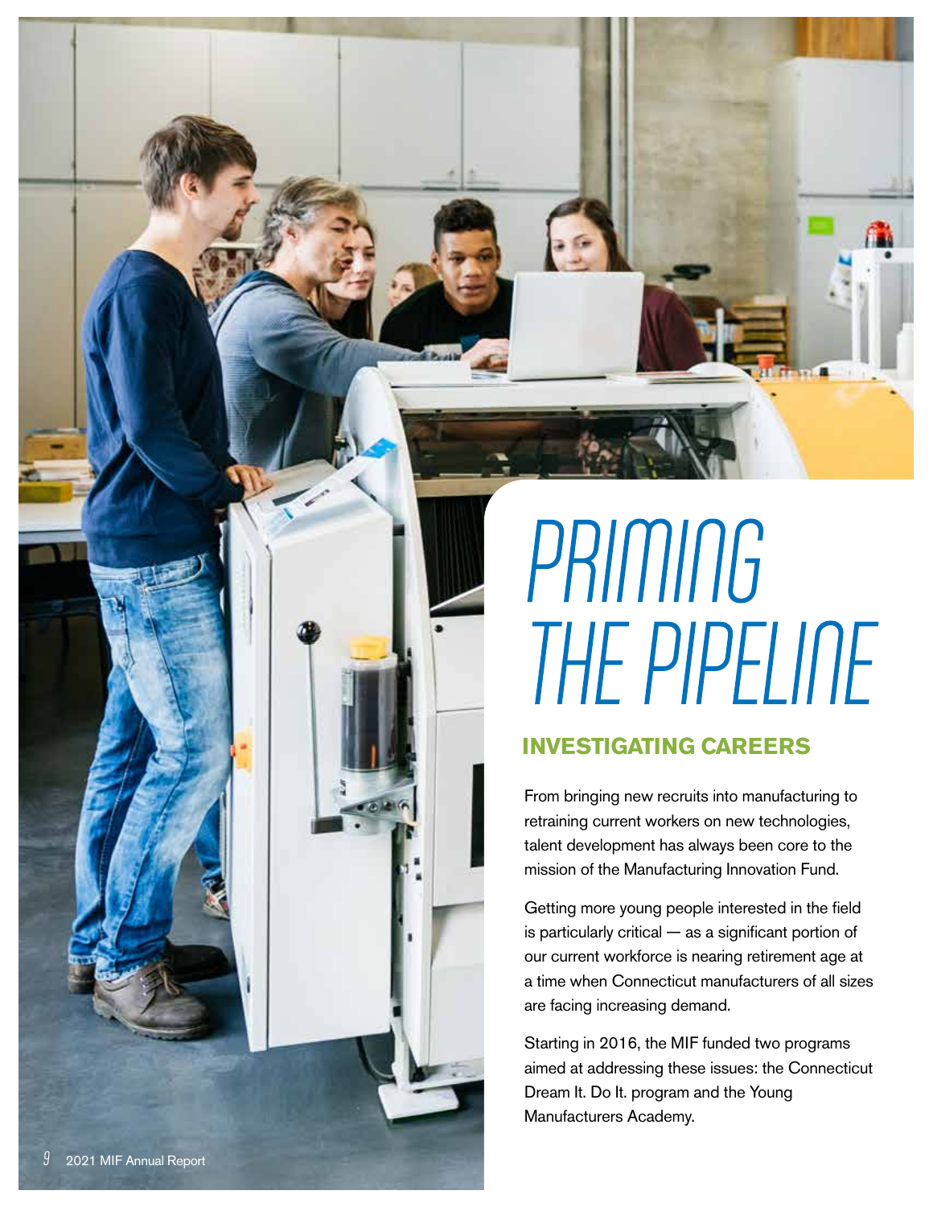# PRIMING THE PIPELINE

## INVESTIGATING CAREERS

From bringing new recruits into manufacturing to retraining current workers on new technologies, talent development has always been core to the mission of the Manufacturing Innovation Fund.

Getting more young people interested in the field is particularly critical — as a significant portion of our current workforce is nearing retirement age at a time when Connecticut manufacturers of all sizes are facing increasing demand.

Starting in 2016, the MIF funded two programs aimed at addressing these issues: the Connecticut Dream It. Do It. program and the Young Manufacturers Academy.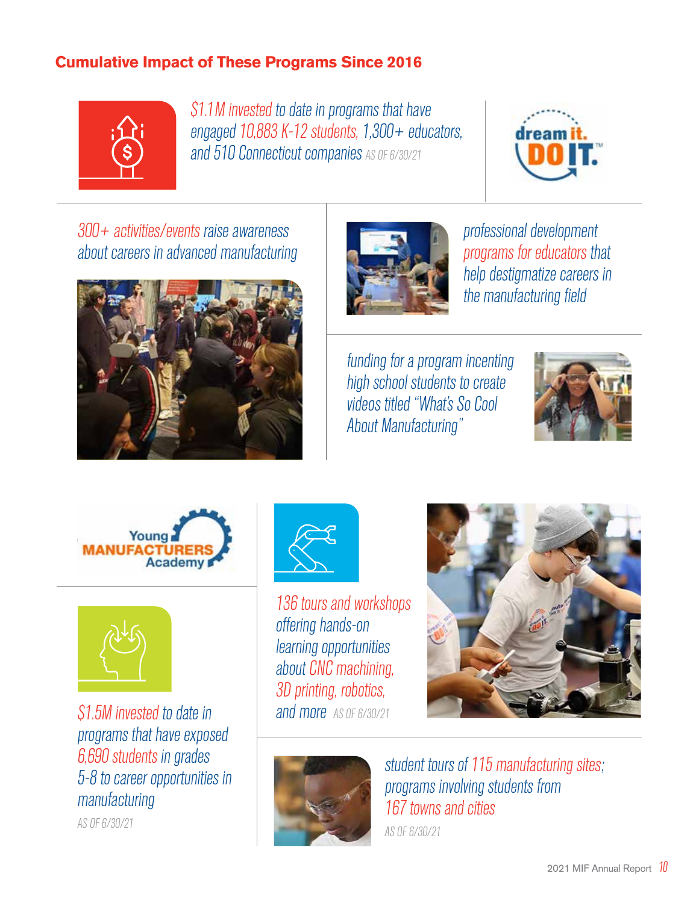## Cumulative Impact of These Programs Since 2016

*$1.1M invested to date in programs that have engaged 10,883 K-12 students, 1,300+ educators, and 510 Connecticut companies* AS OF 6/30/21

dream it. DO IT.™

*300+ activities/events raise awareness about careers in advanced manufacturing*

*professional development programs for educators that help destigmatize careers in the manufacturing field*

*funding for a program incenting high school students to create videos titled "What's So Cool About Manufacturing"*

Young MANUFACTURERS Academy

*$1.5M invested to date in programs that have exposed 6,690 students in grades 5-8 to career opportunities in manufacturing*

AS OF 6/30/21

*136 tours and workshops offering hands-on learning opportunities about CNC machining, 3D printing, robotics, and more* AS OF 6/30/21

*student tours of 115 manufacturing sites; programs involving students from 167 towns and cities*

AS OF 6/30/21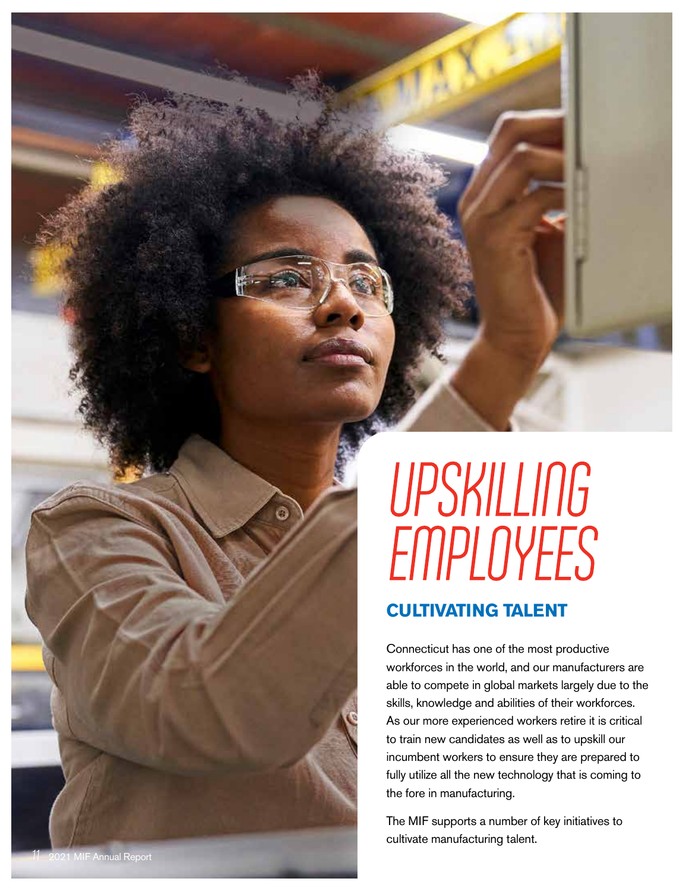# UPSKILLING EMPLOYEES

## CULTIVATING TALENT

Connecticut has one of the most productive workforces in the world, and our manufacturers are able to compete in global markets largely due to the skills, knowledge and abilities of their workforces. As our more experienced workers retire it is critical to train new candidates as well as to upskill our incumbent workers to ensure they are prepared to fully utilize all the new technology that is coming to the fore in manufacturing.

The MIF supports a number of key initiatives to cultivate manufacturing talent.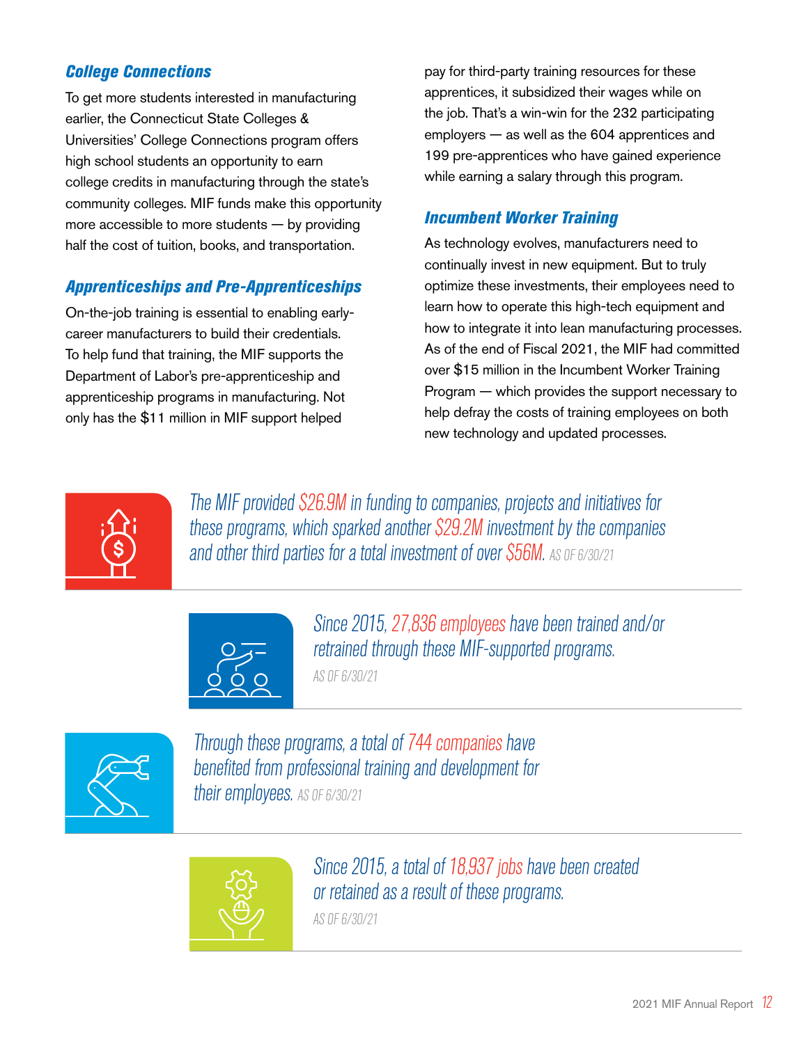### *College Connections*

To get more students interested in manufacturing earlier, the Connecticut State Colleges & Universities' College Connections program offers high school students an opportunity to earn college credits in manufacturing through the state's community colleges. MIF funds make this opportunity more accessible to more students — by providing half the cost of tuition, books, and transportation.

### *Apprenticeships and Pre-Apprenticeships*

On-the-job training is essential to enabling early-career manufacturers to build their credentials. To help fund that training, the MIF supports the Department of Labor's pre-apprenticeship and apprenticeship programs in manufacturing. Not only has the $11 million in MIF support helped pay for third-party training resources for these apprentices, it subsidized their wages while on the job. That's a win-win for the 232 participating employers — as well as the 604 apprentices and 199 pre-apprentices who have gained experience while earning a salary through this program.

### *Incumbent Worker Training*

As technology evolves, manufacturers need to continually invest in new equipment. But to truly optimize these investments, their employees need to learn how to operate this high-tech equipment and how to integrate it into lean manufacturing processes. As of the end of Fiscal 2021, the MIF had committed over $15 million in the Incumbent Worker Training Program — which provides the support necessary to help defray the costs of training employees on both new technology and updated processes.

*The MIF provided $26.9M in funding to companies, projects and initiatives for these programs, which sparked another $29.2M investment by the companies and other third parties for a total investment of over $56M.* AS OF 6/30/21

*Since 2015, 27,836 employees have been trained and/or retrained through these MIF-supported programs.* AS OF 6/30/21

*Through these programs, a total of 744 companies have benefited from professional training and development for their employees.* AS OF 6/30/21

*Since 2015, a total of 18,937 jobs have been created or retained as a result of these programs.* AS OF 6/30/21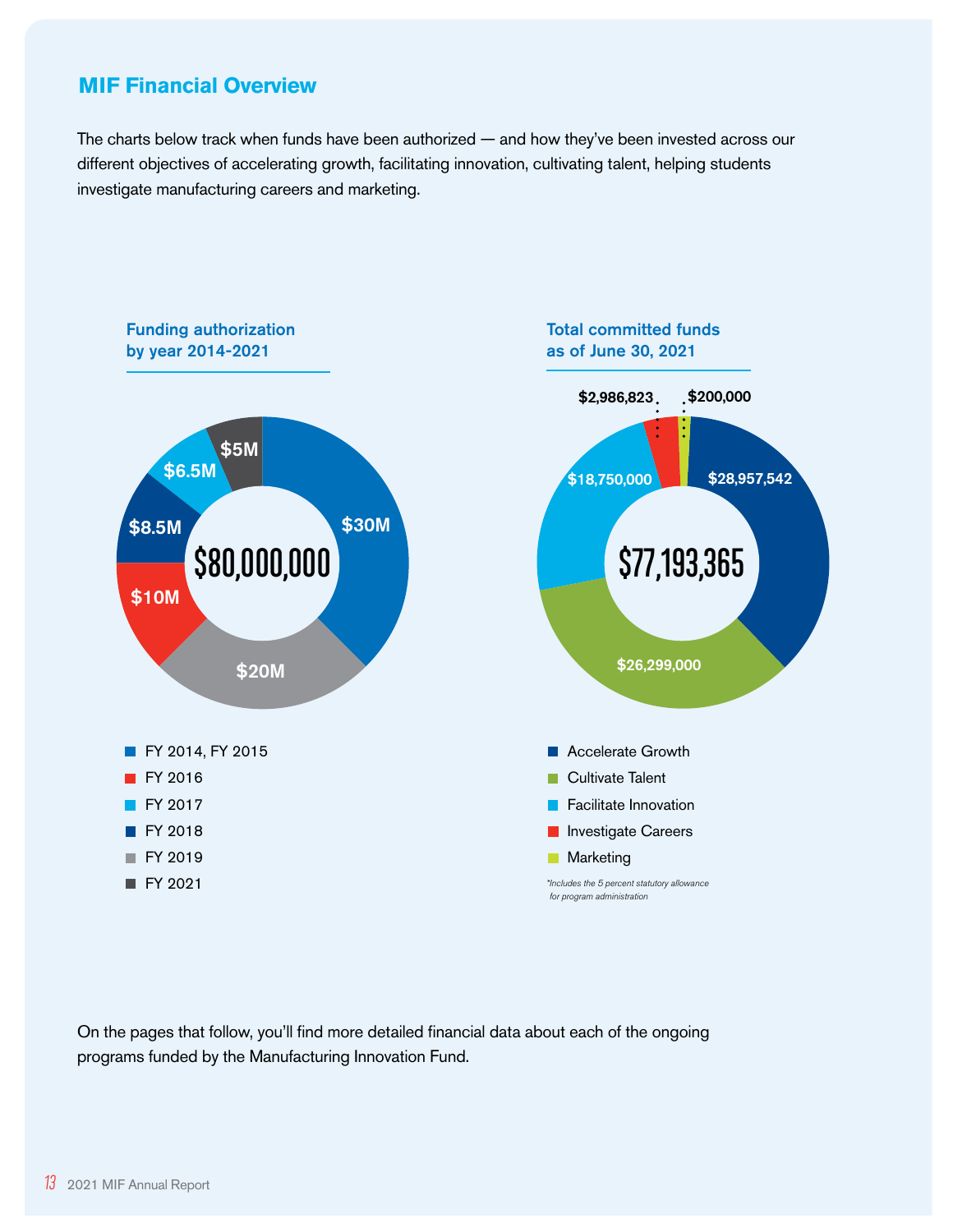## MIF Financial Overview

The charts below track when funds have been authorized — and how they've been invested across our different objectives of accelerating growth, facilitating innovation, cultivating talent, helping students investigate manufacturing careers and marketing.

### Funding authorization by year 2014-2021

**$80,000,000**

| Fiscal Year | Amount |
|---|---|
| FY 2014, FY 2015 | $30M |
| FY 2016 | $10M |
| FY 2017 | $6.5M |
| FY 2018 | $8.5M |
| FY 2019 | $20M |
| FY 2021 | $5M |

### Total committed funds as of June 30, 2021

**$77,193,365**

| Objective | Amount |
|---|---|
| Accelerate Growth | $28,957,542 |
| Cultivate Talent | $26,299,000 |
| Facilitate Innovation | $18,750,000 |
| Investigate Careers | $2,986,823 |
| Marketing | $200,000 |

*Includes the 5 percent statutory allowance for program administration*

On the pages that follow, you'll find more detailed financial data about each of the ongoing programs funded by the Manufacturing Innovation Fund.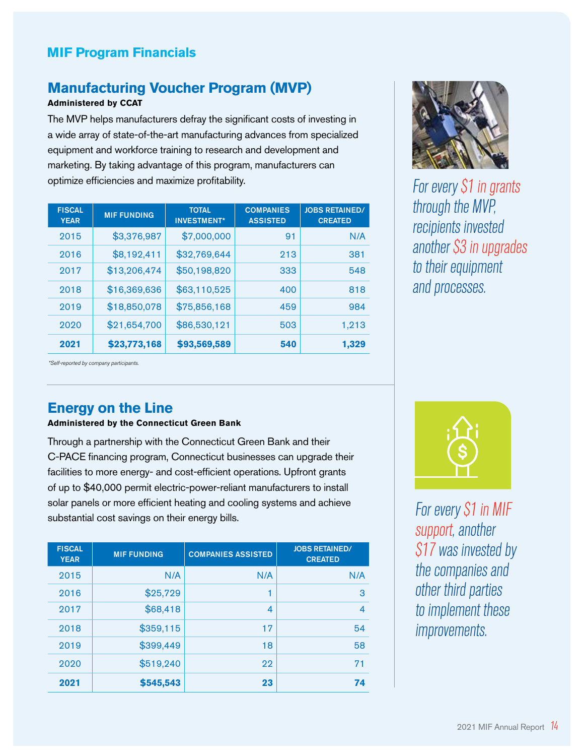## MIF Program Financials

### Manufacturing Voucher Program (MVP)

**Administered by CCAT**

The MVP helps manufacturers defray the significant costs of investing in a wide array of state-of-the-art manufacturing advances from specialized equipment and workforce training to research and development and marketing. By taking advantage of this program, manufacturers can optimize efficiencies and maximize profitability.

| FISCAL YEAR | MIF FUNDING | TOTAL INVESTMENT* | COMPANIES ASSISTED | JOBS RETAINED/ CREATED |
|---|---|---|---|---|
| 2015 | $3,376,987 | $7,000,000 | 91 | N/A |
| 2016 | $8,192,411 | $32,769,644 | 213 | 381 |
| 2017 | $13,206,474 | $50,198,820 | 333 | 548 |
| 2018 | $16,369,636 | $63,110,525 | 400 | 818 |
| 2019 | $18,850,078 | $75,856,168 | 459 | 984 |
| 2020 | $21,654,700 | $86,530,121 | 503 | 1,213 |
| **2021** | **$23,773,168** | **$93,569,589** | **540** | **1,329** |

*Self-reported by company participants.

*For every $1 in grants through the MVP, recipients invested another $3 in upgrades to their equipment and processes.*

### Energy on the Line

**Administered by the Connecticut Green Bank**

Through a partnership with the Connecticut Green Bank and their C-PACE financing program, Connecticut businesses can upgrade their facilities to more energy- and cost-efficient operations. Upfront grants of up to $40,000 permit electric-power-reliant manufacturers to install solar panels or more efficient heating and cooling systems and achieve substantial cost savings on their energy bills.

| FISCAL YEAR | MIF FUNDING | COMPANIES ASSISTED | JOBS RETAINED/ CREATED |
|---|---|---|---|
| 2015 | N/A | N/A | N/A |
| 2016 | $25,729 | 1 | 3 |
| 2017 | $68,418 | 4 | 4 |
| 2018 | $359,115 | 17 | 54 |
| 2019 | $399,449 | 18 | 58 |
| 2020 | $519,240 | 22 | 71 |
| **2021** | **$545,543** | **23** | **74** |

*For every $1 in MIF support, another $17 was invested by the companies and other third parties to implement these improvements.*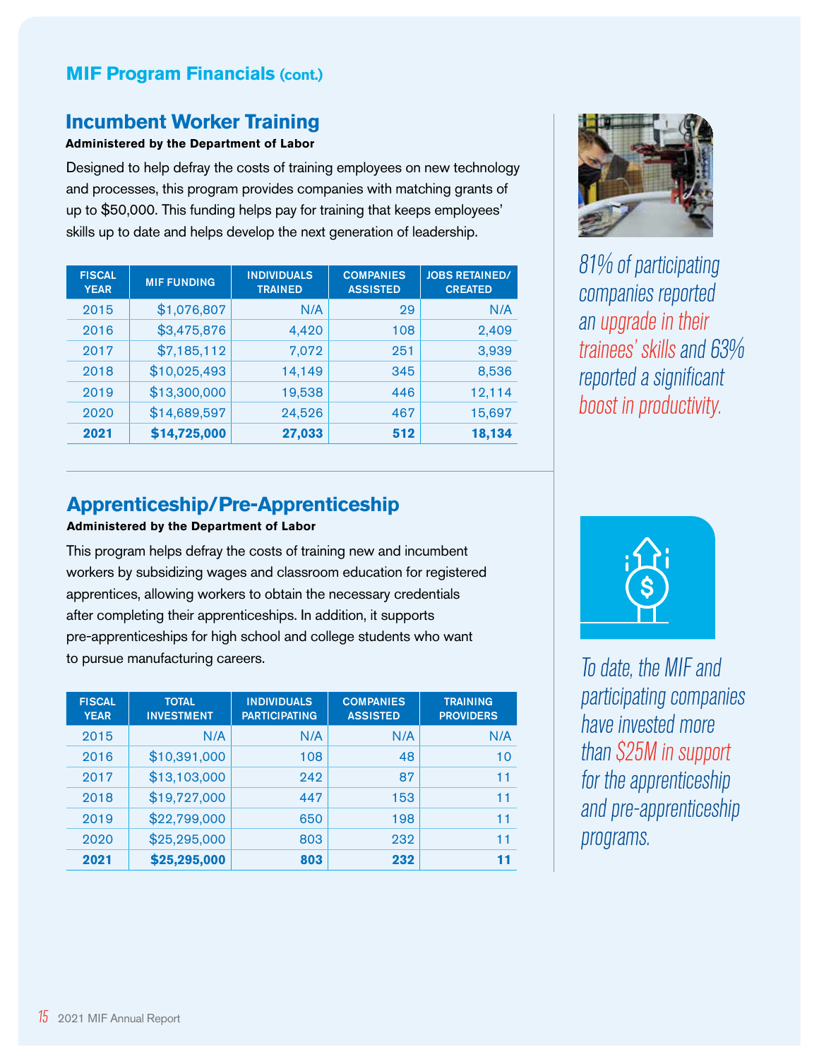## MIF Program Financials (cont.)

### Incumbent Worker Training

**Administered by the Department of Labor**

Designed to help defray the costs of training employees on new technology and processes, this program provides companies with matching grants of up to $50,000. This funding helps pay for training that keeps employees' skills up to date and helps develop the next generation of leadership.

| FISCAL YEAR | MIF FUNDING | INDIVIDUALS TRAINED | COMPANIES ASSISTED | JOBS RETAINED/ CREATED |
|---|---|---|---|---|
| 2015 | $1,076,807 | N/A | 29 | N/A |
| 2016 | $3,475,876 | 4,420 | 108 | 2,409 |
| 2017 | $7,185,112 | 7,072 | 251 | 3,939 |
| 2018 | $10,025,493 | 14,149 | 345 | 8,536 |
| 2019 | $13,300,000 | 19,538 | 446 | 12,114 |
| 2020 | $14,689,597 | 24,526 | 467 | 15,697 |
| **2021** | **$14,725,000** | **27,033** | **512** | **18,134** |

*81% of participating companies reported an upgrade in their trainees' skills and 63% reported a significant boost in productivity.*

### Apprenticeship/Pre-Apprenticeship

**Administered by the Department of Labor**

This program helps defray the costs of training new and incumbent workers by subsidizing wages and classroom education for registered apprentices, allowing workers to obtain the necessary credentials after completing their apprenticeships. In addition, it supports pre-apprenticeships for high school and college students who want to pursue manufacturing careers.

| FISCAL YEAR | TOTAL INVESTMENT | INDIVIDUALS PARTICIPATING | COMPANIES ASSISTED | TRAINING PROVIDERS |
|---|---|---|---|---|
| 2015 | N/A | N/A | N/A | N/A |
| 2016 | $10,391,000 | 108 | 48 | 10 |
| 2017 | $13,103,000 | 242 | 87 | 11 |
| 2018 | $19,727,000 | 447 | 153 | 11 |
| 2019 | $22,799,000 | 650 | 198 | 11 |
| 2020 | $25,295,000 | 803 | 232 | 11 |
| **2021** | **$25,295,000** | **803** | **232** | **11** |

*To date, the MIF and participating companies have invested more than $25M in support for the apprenticeship and pre-apprenticeship programs.*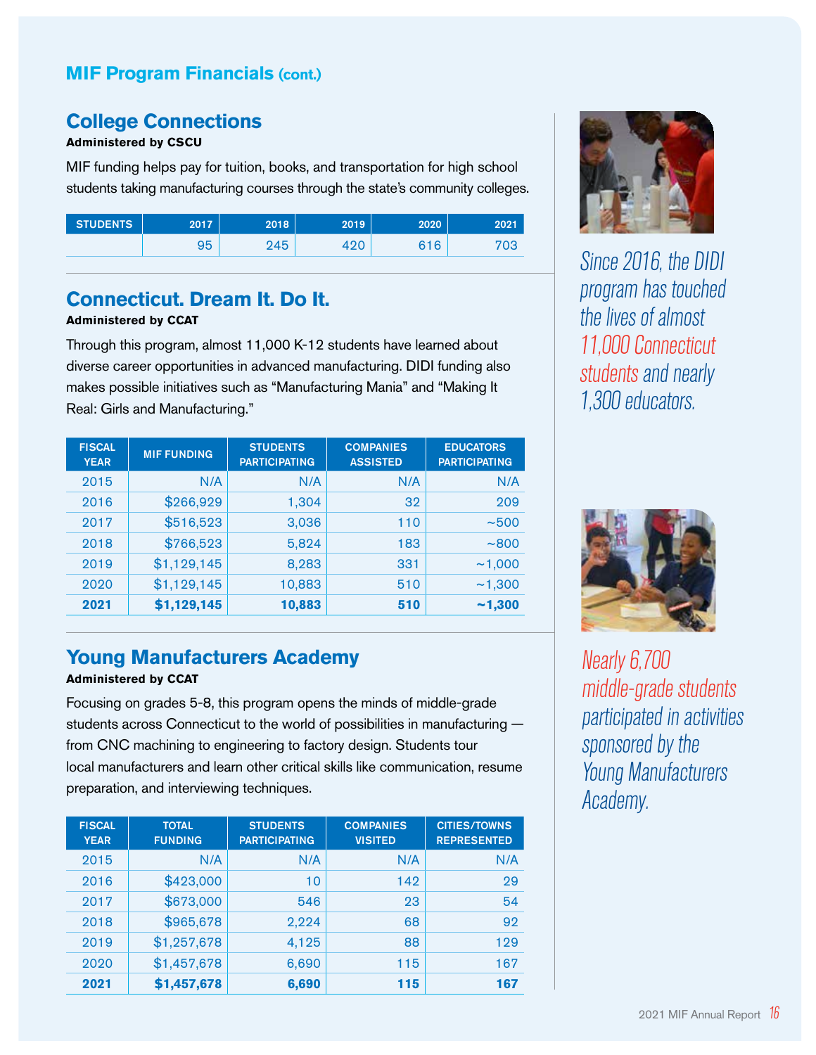## MIF Program Financials (cont.)

### College Connections

**Administered by CSCU**

MIF funding helps pay for tuition, books, and transportation for high school students taking manufacturing courses through the state's community colleges.

| STUDENTS | 2017 | 2018 | 2019 | 2020 | 2021 |
|---|---|---|---|---|---|
| | 95 | 245 | 420 | 616 | 703 |

### Connecticut. Dream It. Do It.

**Administered by CCAT**

Through this program, almost 11,000 K-12 students have learned about diverse career opportunities in advanced manufacturing. DIDI funding also makes possible initiatives such as "Manufacturing Mania" and "Making It Real: Girls and Manufacturing."

| FISCAL YEAR | MIF FUNDING | STUDENTS PARTICIPATING | COMPANIES ASSISTED | EDUCATORS PARTICIPATING |
|---|---|---|---|---|
| 2015 | N/A | N/A | N/A | N/A |
| 2016 | $266,929 | 1,304 | 32 | 209 |
| 2017 | $516,523 | 3,036 | 110 | ~500 |
| 2018 | $766,523 | 5,824 | 183 | ~800 |
| 2019 | $1,129,145 | 8,283 | 331 | ~1,000 |
| 2020 | $1,129,145 | 10,883 | 510 | ~1,300 |
| **2021** | **$1,129,145** | **10,883** | **510** | **~1,300** |

### Young Manufacturers Academy

**Administered by CCAT**

Focusing on grades 5-8, this program opens the minds of middle-grade students across Connecticut to the world of possibilities in manufacturing — from CNC machining to engineering to factory design. Students tour local manufacturers and learn other critical skills like communication, resume preparation, and interviewing techniques.

| FISCAL YEAR | TOTAL FUNDING | STUDENTS PARTICIPATING | COMPANIES VISITED | CITIES/TOWNS REPRESENTED |
|---|---|---|---|---|
| 2015 | N/A | N/A | N/A | N/A |
| 2016 | $423,000 | 10 | 142 | 29 |
| 2017 | $673,000 | 546 | 23 | 54 |
| 2018 | $965,678 | 2,224 | 68 | 92 |
| 2019 | $1,257,678 | 4,125 | 88 | 129 |
| 2020 | $1,457,678 | 6,690 | 115 | 167 |
| **2021** | **$1,457,678** | **6,690** | **115** | **167** |

*Since 2016, the DIDI program has touched the lives of almost 11,000 Connecticut students and nearly 1,300 educators.*

*Nearly 6,700 middle-grade students participated in activities sponsored by the Young Manufacturers Academy.*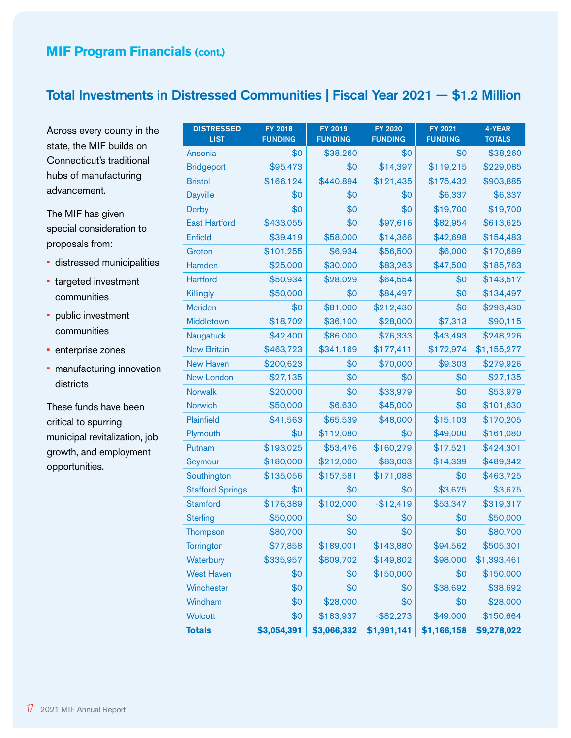## MIF Program Financials (cont.)

## Total Investments in Distressed Communities | Fiscal Year 2021 — $1.2 Million

Across every county in the state, the MIF builds on Connecticut's traditional hubs of manufacturing advancement.

The MIF has given special consideration to proposals from:

- distressed municipalities
- targeted investment communities
- public investment communities
- enterprise zones
- manufacturing innovation districts

These funds have been critical to spurring municipal revitalization, job growth, and employment opportunities.

| DISTRESSED LIST | FY 2018 FUNDING | FY 2019 FUNDING | FY 2020 FUNDING | FY 2021 FUNDING | 4-YEAR TOTALS |
|---|---|---|---|---|---|
| Ansonia | $0 | $38,260 | $0 | $0 | $38,260 |
| Bridgeport | $95,473 | $0 | $14,397 | $119,215 | $229,085 |
| Bristol | $166,124 | $440,894 | $121,435 | $175,432 | $903,885 |
| Dayville | $0 | $0 | $0 | $6,337 | $6,337 |
| Derby | $0 | $0 | $0 | $19,700 | $19,700 |
| East Hartford | $433,055 | $0 | $97,616 | $82,954 | $613,625 |
| Enfield | $39,419 | $58,000 | $14,366 | $42,698 | $154,483 |
| Groton | $101,255 | $6,934 | $56,500 | $6,000 | $170,689 |
| Hamden | $25,000 | $30,000 | $83,263 | $47,500 | $185,763 |
| Hartford | $50,934 | $28,029 | $64,554 | $0 | $143,517 |
| Killingly | $50,000 | $0 | $84,497 | $0 | $134,497 |
| Meriden | $0 | $81,000 | $212,430 | $0 | $293,430 |
| Middletown | $18,702 | $36,100 | $28,000 | $7,313 | $90,115 |
| Naugatuck | $42,400 | $86,000 | $76,333 | $43,493 | $248,226 |
| New Britain | $463,723 | $341,169 | $177,411 | $172,974 | $1,155,277 |
| New Haven | $200,623 | $0 | $70,000 | $9,303 | $279,926 |
| New London | $27,135 | $0 | $0 | $0 | $27,135 |
| Norwalk | $20,000 | $0 | $33,979 | $0 | $53,979 |
| Norwich | $50,000 | $6,630 | $45,000 | $0 | $101,630 |
| Plainfield | $41,563 | $65,539 | $48,000 | $15,103 | $170,205 |
| Plymouth | $0 | $112,080 | $0 | $49,000 | $161,080 |
| Putnam | $193,025 | $53,476 | $160,279 | $17,521 | $424,301 |
| Seymour | $180,000 | $212,000 | $83,003 | $14,339 | $489,342 |
| Southington | $135,056 | $157,581 | $171,088 | $0 | $463,725 |
| Stafford Springs | $0 | $0 | $0 | $3,675 | $3,675 |
| Stamford | $176,389 | $102,000 | -$12,419 | $53,347 | $319,317 |
| Sterling | $50,000 | $0 | $0 | $0 | $50,000 |
| Thompson | $80,700 | $0 | $0 | $0 | $80,700 |
| Torrington | $77,858 | $189,001 | $143,880 | $94,562 | $505,301 |
| Waterbury | $335,957 | $809,702 | $149,802 | $98,000 | $1,393,461 |
| West Haven | $0 | $0 | $150,000 | $0 | $150,000 |
| Winchester | $0 | $0 | $0 | $38,692 | $38,692 |
| Windham | $0 | $28,000 | $0 | $0 | $28,000 |
| Wolcott | $0 | $183,937 | -$82,273 | $49,000 | $150,664 |
| **Totals** | **$3,054,391** | **$3,066,332** | **$1,991,141** | **$1,166,158** | **$9,278,022** |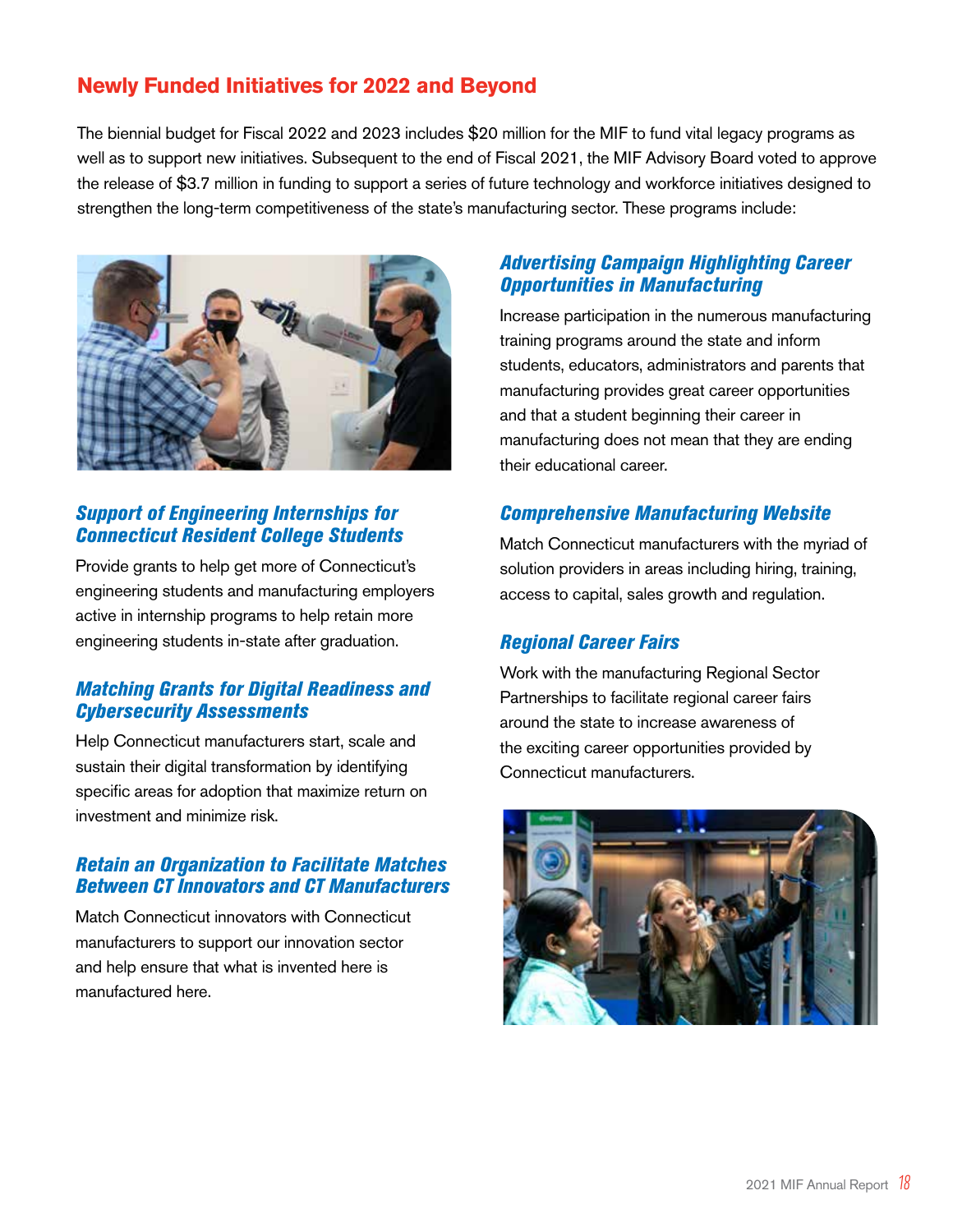## Newly Funded Initiatives for 2022 and Beyond

The biennial budget for Fiscal 2022 and 2023 includes $20 million for the MIF to fund vital legacy programs as well as to support new initiatives. Subsequent to the end of Fiscal 2021, the MIF Advisory Board voted to approve the release of $3.7 million in funding to support a series of future technology and workforce initiatives designed to strengthen the long-term competitiveness of the state's manufacturing sector. These programs include:

### *Support of Engineering Internships for Connecticut Resident College Students*

Provide grants to help get more of Connecticut's engineering students and manufacturing employers active in internship programs to help retain more engineering students in-state after graduation.

### *Matching Grants for Digital Readiness and Cybersecurity Assessments*

Help Connecticut manufacturers start, scale and sustain their digital transformation by identifying specific areas for adoption that maximize return on investment and minimize risk.

### *Retain an Organization to Facilitate Matches Between CT Innovators and CT Manufacturers*

Match Connecticut innovators with Connecticut manufacturers to support our innovation sector and help ensure that what is invented here is manufactured here.

### *Advertising Campaign Highlighting Career Opportunities in Manufacturing*

Increase participation in the numerous manufacturing training programs around the state and inform students, educators, administrators and parents that manufacturing provides great career opportunities and that a student beginning their career in manufacturing does not mean that they are ending their educational career.

### *Comprehensive Manufacturing Website*

Match Connecticut manufacturers with the myriad of solution providers in areas including hiring, training, access to capital, sales growth and regulation.

### *Regional Career Fairs*

Work with the manufacturing Regional Sector Partnerships to facilitate regional career fairs around the state to increase awareness of the exciting career opportunities provided by Connecticut manufacturers.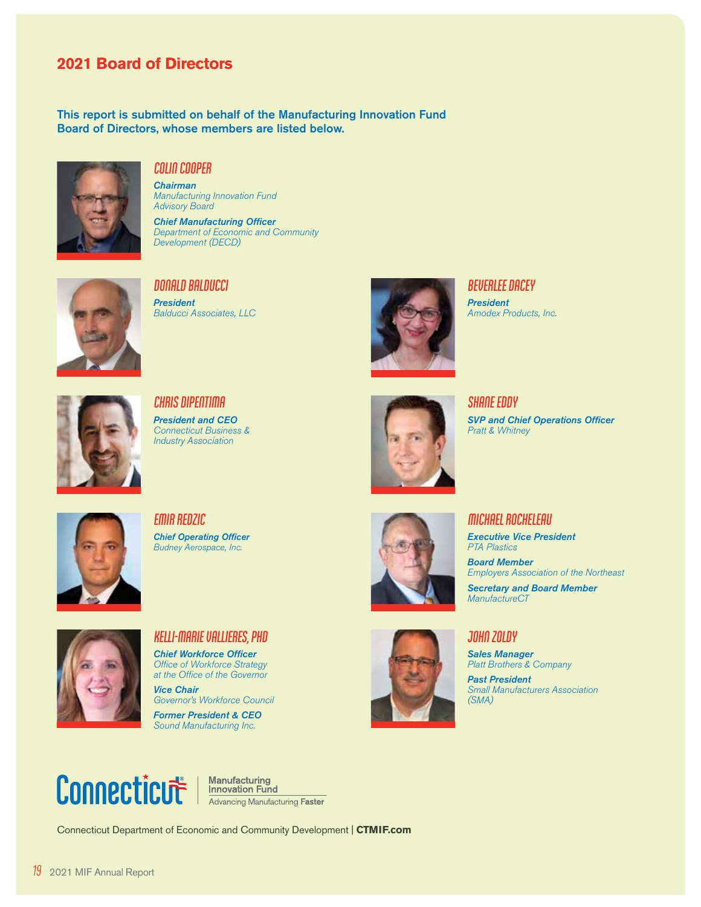## 2021 Board of Directors

**This report is submitted on behalf of the Manufacturing Innovation Fund Board of Directors, whose members are listed below.**

### COLIN COOPER

***Chairman***
*Manufacturing Innovation Fund Advisory Board*

***Chief Manufacturing Officer***
*Department of Economic and Community Development (DECD)*

### DONALD BALDUCCI

***President***
*Balducci Associates, LLC*

### BEVERLEE DACEY

***President***
*Amodex Products, Inc.*

### CHRIS DIPENTIMA

***President and CEO***
*Connecticut Business & Industry Association*

### SHANE EDDY

***SVP and Chief Operations Officer***
*Pratt & Whitney*

### EMIR REDZIC

***Chief Operating Officer***
*Budney Aerospace, Inc.*

### MICHAEL ROCHELEAU

***Executive Vice President***
*PTA Plastics*

***Board Member***
*Employers Association of the Northeast*

***Secretary and Board Member***
*ManufactureCT*

### KELLI-MARIE VALLIERES, PHD

***Chief Workforce Officer***
*Office of Workforce Strategy at the Office of the Governor*

***Vice Chair***
*Governor's Workforce Council*

***Former President & CEO***
*Sound Manufacturing Inc.*

### JOHN ZOLDY

***Sales Manager***
*Platt Brothers & Company*

***Past President***
*Small Manufacturers Association (SMA)*

Connecticut | Manufacturing Innovation Fund
Advancing Manufacturing **Faster**

Connecticut Department of Economic and Community Development | **CTMIF.com**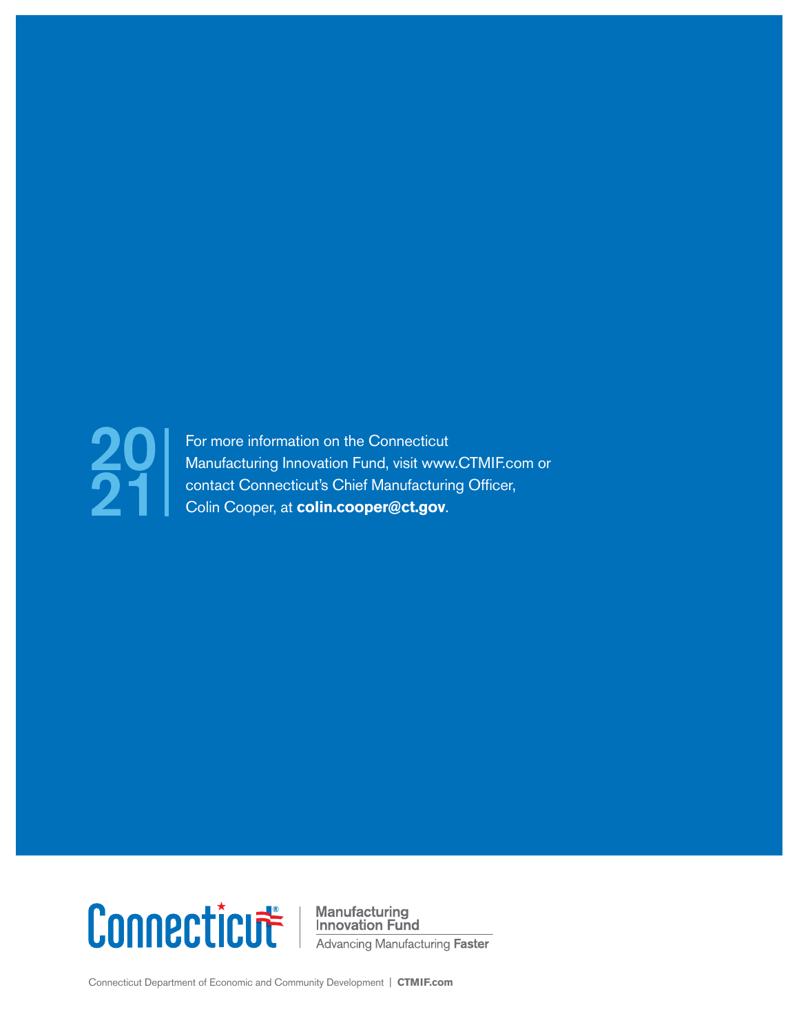2021

For more information on the Connecticut Manufacturing Innovation Fund, visit www.CTMIF.com or contact Connecticut's Chief Manufacturing Officer, Colin Cooper, at **colin.cooper@ct.gov**.

Connecticut®

Manufacturing Innovation Fund

Advancing Manufacturing **Faster**

Connecticut Department of Economic and Community Development | **CTMIF.com**